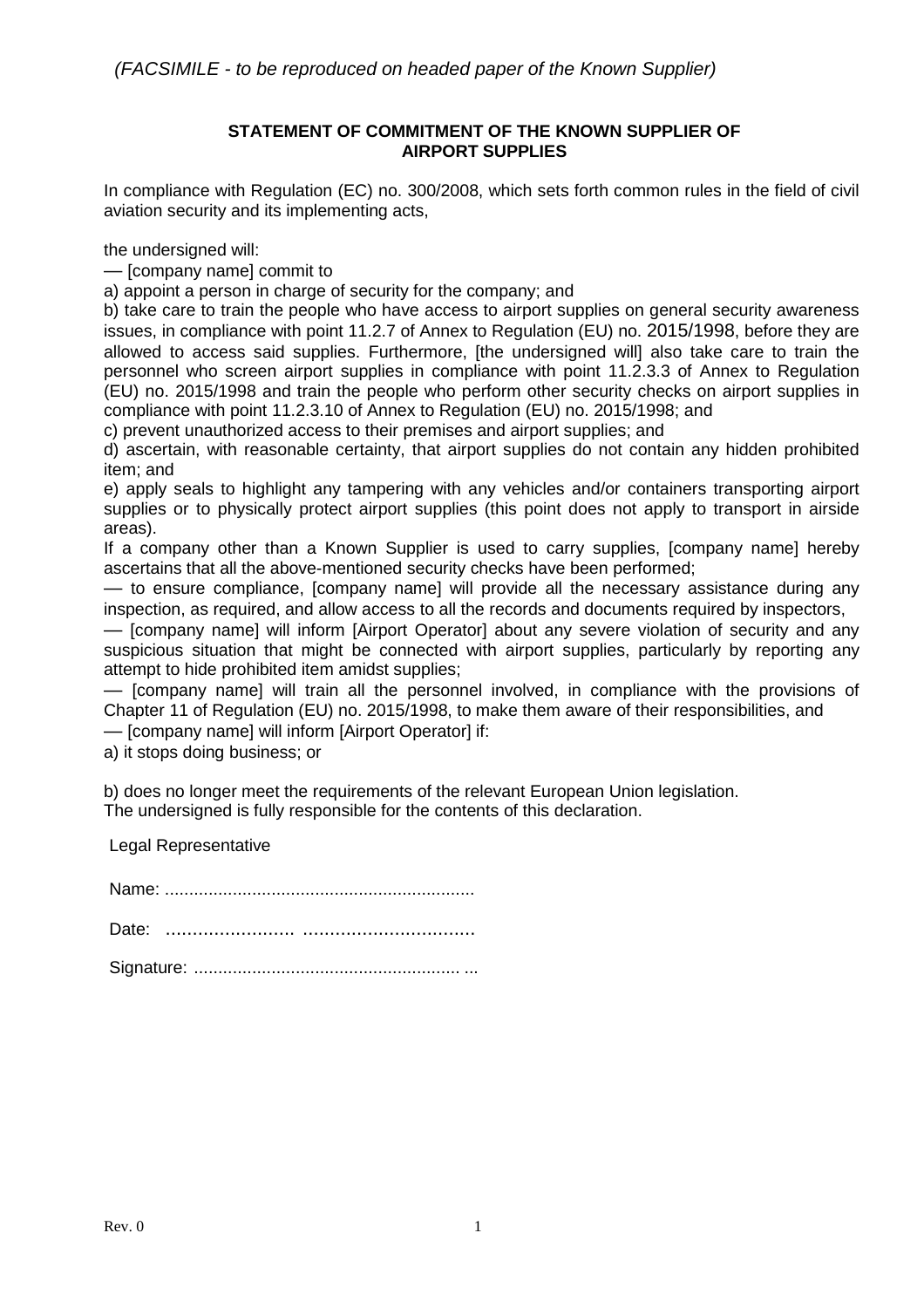*(FACSIMILE - to be reproduced on headed paper of the Known Supplier)*

**STATEMENT OF COMMITMENT OF THE KNOWN SUPPLIER OF AIRPORT SUPPLIES**

In compliance with Regulation (EC) no. 300/2008, which sets forth common rules in the field of civil aviation security and its implementing acts,

the undersigned will:

— [company name] commit to

a) appoint a person in charge of security for the company; and

b) take care to train the people who have access to airport supplies on general security awareness issues, in compliance with point 11.2.7 of Annex to Regulation (EU) no. 2015/1998, before they are allowed to access said supplies. Furthermore, [the undersigned will] also take care to train the personnel who screen airport supplies in compliance with point 11.2.3.3 of Annex to Regulation (EU) no. 2015/1998 and train the people who perform other security checks on airport supplies in compliance with point 11.2.3.10 of Annex to Regulation (EU) no. 2015/1998; and

c) prevent unauthorized access to their premises and airport supplies; and

d) ascertain, with reasonable certainty, that airport supplies do not contain any hidden prohibited item; and

e) apply seals to highlight any tampering with any vehicles and/or containers transporting airport supplies or to physically protect airport supplies (this point does not apply to transport in airside areas).

If a company other than a Known Supplier is used to carry supplies, [company name] hereby ascertains that all the above-mentioned security checks have been performed;

— to ensure compliance, [company name] will provide all the necessary assistance during any inspection, as required, and allow access to all the records and documents required by inspectors,

— [company name] will inform [Airport Operator] about any severe violation of security and any suspicious situation that might be connected with airport supplies, particularly by reporting any attempt to hide prohibited item amidst supplies;

— [company name] will train all the personnel involved, in compliance with the provisions of Chapter 11 of Regulation (EU) no. 2015/1998, to make them aware of their responsibilities, and

— [company name] will inform [Airport Operator] if:

a) it stops doing business; or

b) does no longer meet the requirements of the relevant European Union legislation.

The undersigned is fully responsible for the contents of this declaration.

Legal Representative

Name: ...............................................................

Date: ........................ ................................

Signature: ....................................................... ...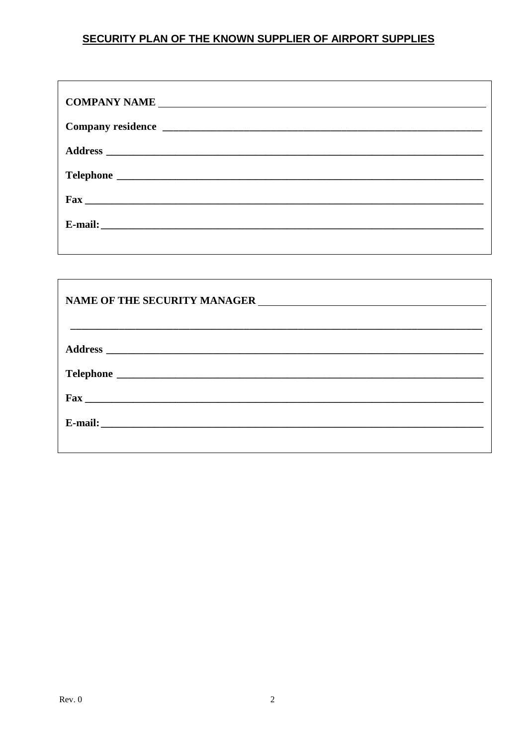## SECURITY PLAN OF THE KNOWN SUPPLIER OF AIRPORT SUPPLIES

**COMPANY NAME** ____________________________________________

**Company residence** ____________________________________________

**Address** ____________________________________________

**Telephone** ____________________________________________

**Fax** ____________________________________________

**E-mail:** ____________________________________________

---

**NAME OF THE SECURITY MANAGER** ____________________________________________

____________________________________________

**Address** ____________________________________________

**Telephone** ____________________________________________

**Fax** ____________________________________________

**E-mail:** ____________________________________________

Rev. 0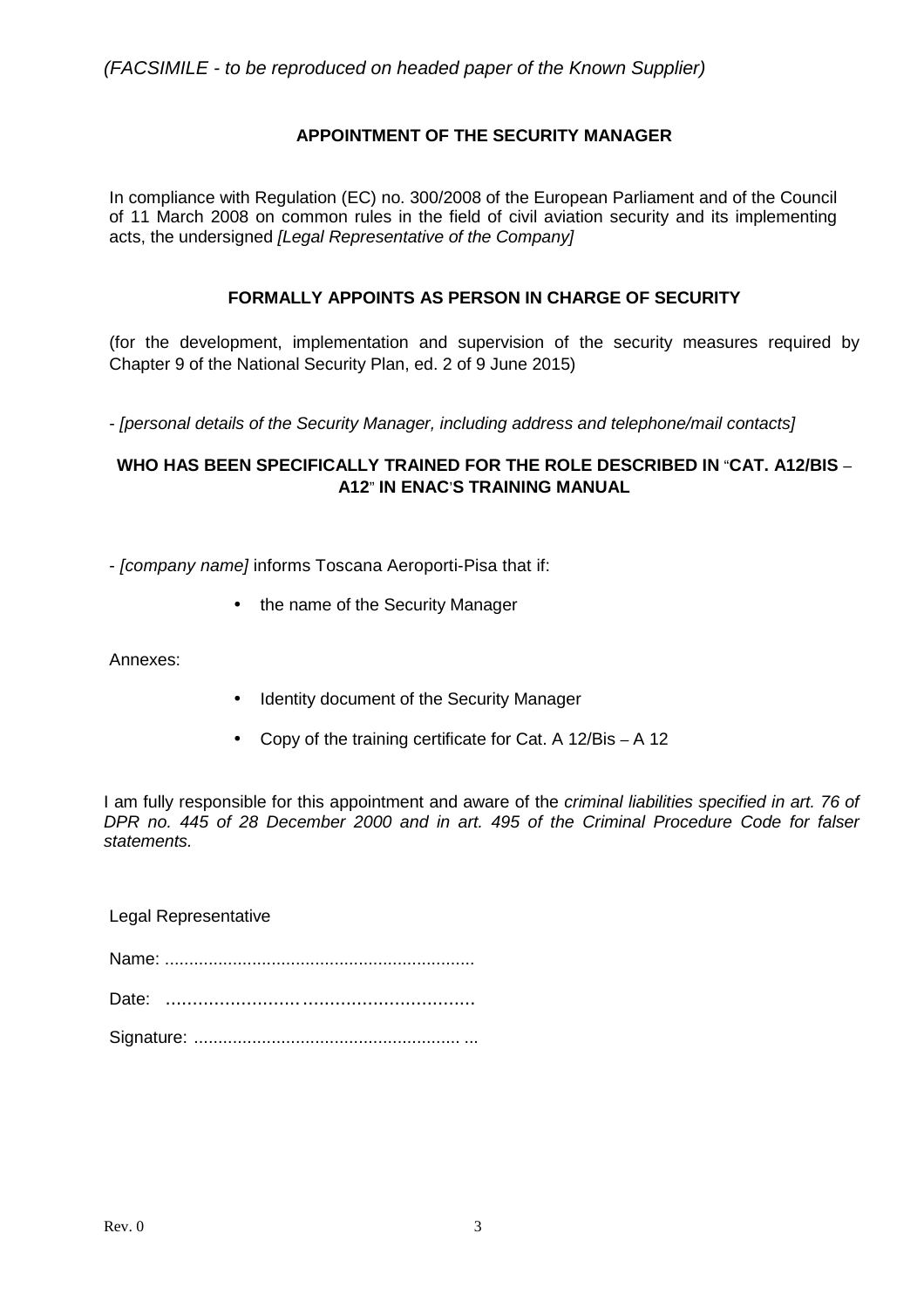*(FACSIMILE - to be reproduced on headed paper of the Known Supplier)*

**APPOINTMENT OF THE SECURITY MANAGER**

In compliance with Regulation (EC) no. 300/2008 of the European Parliament and of the Council of 11 March 2008 on common rules in the field of civil aviation security and its implementing acts, the undersigned *[Legal Representative of the Company]*

**FORMALLY APPOINTS AS PERSON IN CHARGE OF SECURITY**

(for the development, implementation and supervision of the security measures required by Chapter 9 of the National Security Plan, ed. 2 of 9 June 2015)

- *[personal details of the Security Manager, including address and telephone/mail contacts]*

**WHO HAS BEEN SPECIFICALLY TRAINED FOR THE ROLE DESCRIBED IN "CAT. A12/BIS – A12" IN ENAC'S TRAINING MANUAL**

- *[company name]* informs Toscana Aeroporti-Pisa that if:

- the name of the Security Manager

Annexes:

- Identity document of the Security Manager
- Copy of the training certificate for Cat. A 12/Bis – A 12

I am fully responsible for this appointment and aware of the *criminal liabilities specified in art. 76 of DPR no. 445 of 28 December 2000 and in art. 495 of the Criminal Procedure Code for falser statements.*

Legal Representative

Name: ...............................................................

Date: ........................................................

Signature: ...................................................... ...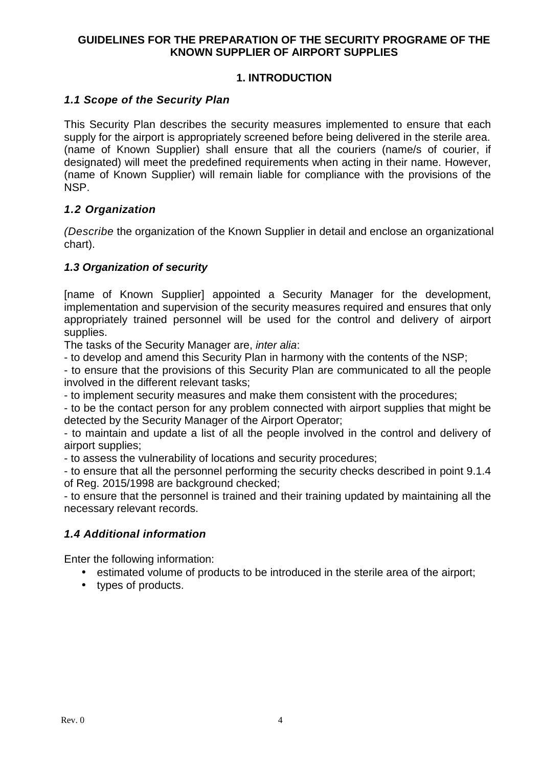**GUIDELINES FOR THE PREPARATION OF THE SECURITY PROGRAME OF THE KNOWN SUPPLIER OF AIRPORT SUPPLIES**

## 1. INTRODUCTION

### *1.1 Scope of the Security Plan*

This Security Plan describes the security measures implemented to ensure that each supply for the airport is appropriately screened before being delivered in the sterile area. (name of Known Supplier) shall ensure that all the couriers (name/s of courier, if designated) will meet the predefined requirements when acting in their name. However, (name of Known Supplier) will remain liable for compliance with the provisions of the NSP.

### *1.2 Organization*

*(Describe* the organization of the Known Supplier in detail and enclose an organizational chart).

### *1.3 Organization of security*

[name of Known Supplier] appointed a Security Manager for the development, implementation and supervision of the security measures required and ensures that only appropriately trained personnel will be used for the control and delivery of airport supplies.

The tasks of the Security Manager are, *inter alia*:

- to develop and amend this Security Plan in harmony with the contents of the NSP;
- to ensure that the provisions of this Security Plan are communicated to all the people involved in the different relevant tasks;
- to implement security measures and make them consistent with the procedures;
- to be the contact person for any problem connected with airport supplies that might be detected by the Security Manager of the Airport Operator;
- to maintain and update a list of all the people involved in the control and delivery of airport supplies;
- to assess the vulnerability of locations and security procedures;
- to ensure that all the personnel performing the security checks described in point 9.1.4 of Reg. 2015/1998 are background checked;
- to ensure that the personnel is trained and their training updated by maintaining all the necessary relevant records.

### *1.4 Additional information*

Enter the following information:

- estimated volume of products to be introduced in the sterile area of the airport;
- types of products.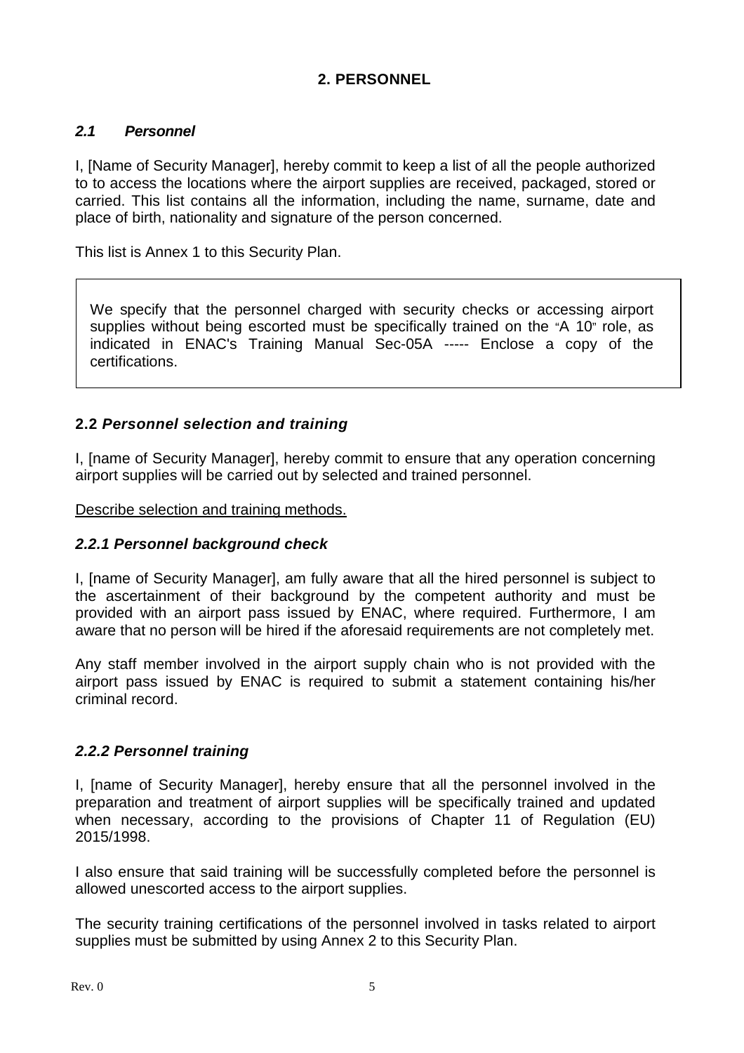## 2. PERSONNEL

### *2.1 Personnel*

I, [Name of Security Manager], hereby commit to keep a list of all the people authorized to to access the locations where the airport supplies are received, packaged, stored or carried. This list contains all the information, including the name, surname, date and place of birth, nationality and signature of the person concerned.

This list is Annex 1 to this Security Plan.

> We specify that the personnel charged with security checks or accessing airport supplies without being escorted must be specifically trained on the "A 10" role, as indicated in ENAC's Training Manual Sec-05A ----- Enclose a copy of the certifications.

### 2.2 *Personnel selection and training*

I, [name of Security Manager], hereby commit to ensure that any operation concerning airport supplies will be carried out by selected and trained personnel.

<u>Describe selection and training methods.</u>

#### *2.2.1 Personnel background check*

I, [name of Security Manager], am fully aware that all the hired personnel is subject to the ascertainment of their background by the competent authority and must be provided with an airport pass issued by ENAC, where required. Furthermore, I am aware that no person will be hired if the aforesaid requirements are not completely met.

Any staff member involved in the airport supply chain who is not provided with the airport pass issued by ENAC is required to submit a statement containing his/her criminal record.

#### *2.2.2 Personnel training*

I, [name of Security Manager], hereby ensure that all the personnel involved in the preparation and treatment of airport supplies will be specifically trained and updated when necessary, according to the provisions of Chapter 11 of Regulation (EU) 2015/1998.

I also ensure that said training will be successfully completed before the personnel is allowed unescorted access to the airport supplies.

The security training certifications of the personnel involved in tasks related to airport supplies must be submitted by using Annex 2 to this Security Plan.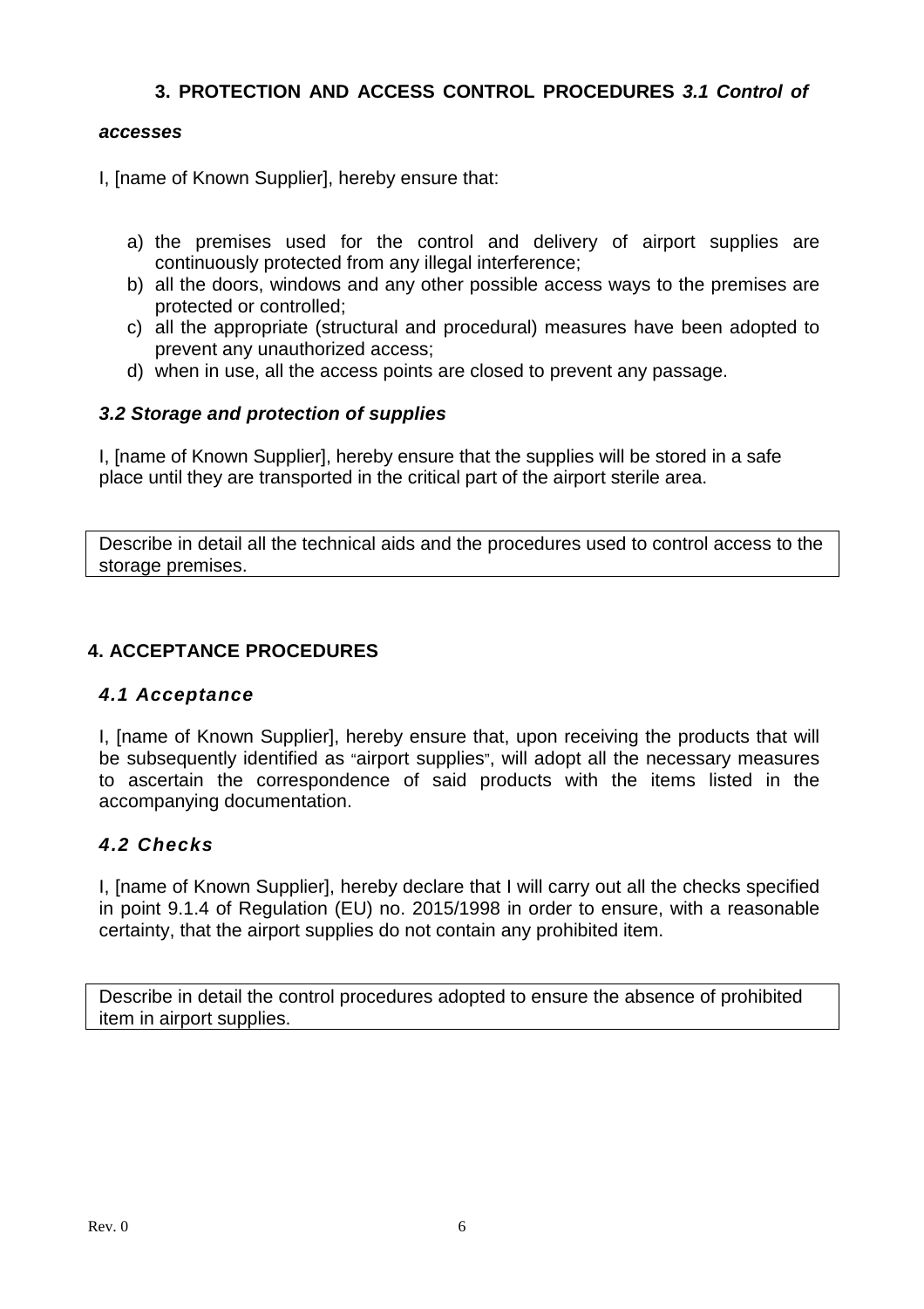## 3. PROTECTION AND ACCESS CONTROL PROCEDURES

### *3.1 Control of accesses*

I, [name of Known Supplier], hereby ensure that:

a) the premises used for the control and delivery of airport supplies are continuously protected from any illegal interference;
b) all the doors, windows and any other possible access ways to the premises are protected or controlled;
c) all the appropriate (structural and procedural) measures have been adopted to prevent any unauthorized access;
d) when in use, all the access points are closed to prevent any passage.

### *3.2 Storage and protection of supplies*

I, [name of Known Supplier], hereby ensure that the supplies will be stored in a safe place until they are transported in the critical part of the airport sterile area.

| Describe in detail all the technical aids and the procedures used to control access to the storage premises. |
|---|

## 4. ACCEPTANCE PROCEDURES

### *4.1 Acceptance*

I, [name of Known Supplier], hereby ensure that, upon receiving the products that will be subsequently identified as "airport supplies", will adopt all the necessary measures to ascertain the correspondence of said products with the items listed in the accompanying documentation.

### *4.2 Checks*

I, [name of Known Supplier], hereby declare that I will carry out all the checks specified in point 9.1.4 of Regulation (EU) no. 2015/1998 in order to ensure, with a reasonable certainty, that the airport supplies do not contain any prohibited item.

| Describe in detail the control procedures adopted to ensure the absence of prohibited item in airport supplies. |
|---|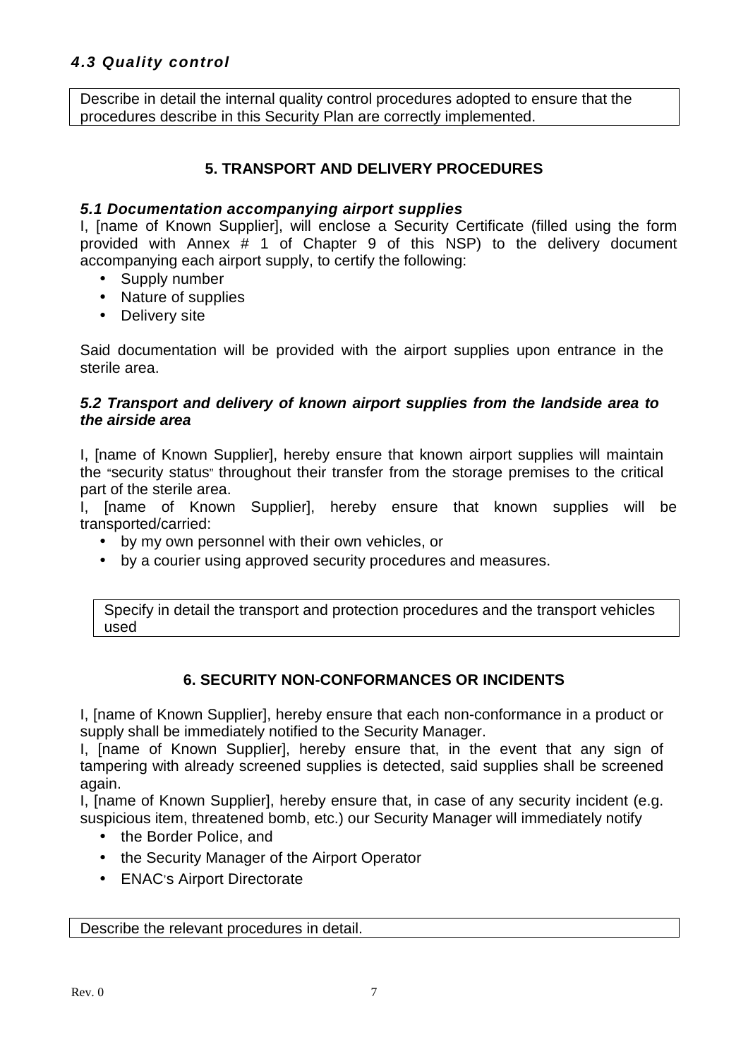### *4.3 Quality control*

| Describe in detail the internal quality control procedures adopted to ensure that the procedures describe in this Security Plan are correctly implemented. |
|---|

## 5. TRANSPORT AND DELIVERY PROCEDURES

### *5.1 Documentation accompanying airport supplies*

I, [name of Known Supplier], will enclose a Security Certificate (filled using the form provided with Annex # 1 of Chapter 9 of this NSP) to the delivery document accompanying each airport supply, to certify the following:

- Supply number
- Nature of supplies
- Delivery site

Said documentation will be provided with the airport supplies upon entrance in the sterile area.

### *5.2 Transport and delivery of known airport supplies from the landside area to the airside area*

I, [name of Known Supplier], hereby ensure that known airport supplies will maintain the "security status" throughout their transfer from the storage premises to the critical part of the sterile area.

I, [name of Known Supplier], hereby ensure that known supplies will be transported/carried:

- by my own personnel with their own vehicles, or
- by a courier using approved security procedures and measures.

| Specify in detail the transport and protection procedures and the transport vehicles used |
|---|

## 6. SECURITY NON-CONFORMANCES OR INCIDENTS

I, [name of Known Supplier], hereby ensure that each non-conformance in a product or supply shall be immediately notified to the Security Manager.

I, [name of Known Supplier], hereby ensure that, in the event that any sign of tampering with already screened supplies is detected, said supplies shall be screened again.

I, [name of Known Supplier], hereby ensure that, in case of any security incident (e.g. suspicious item, threatened bomb, etc.) our Security Manager will immediately notify

- the Border Police, and
- the Security Manager of the Airport Operator
- ENAC's Airport Directorate

| Describe the relevant procedures in detail. |
|---|

Rev. 0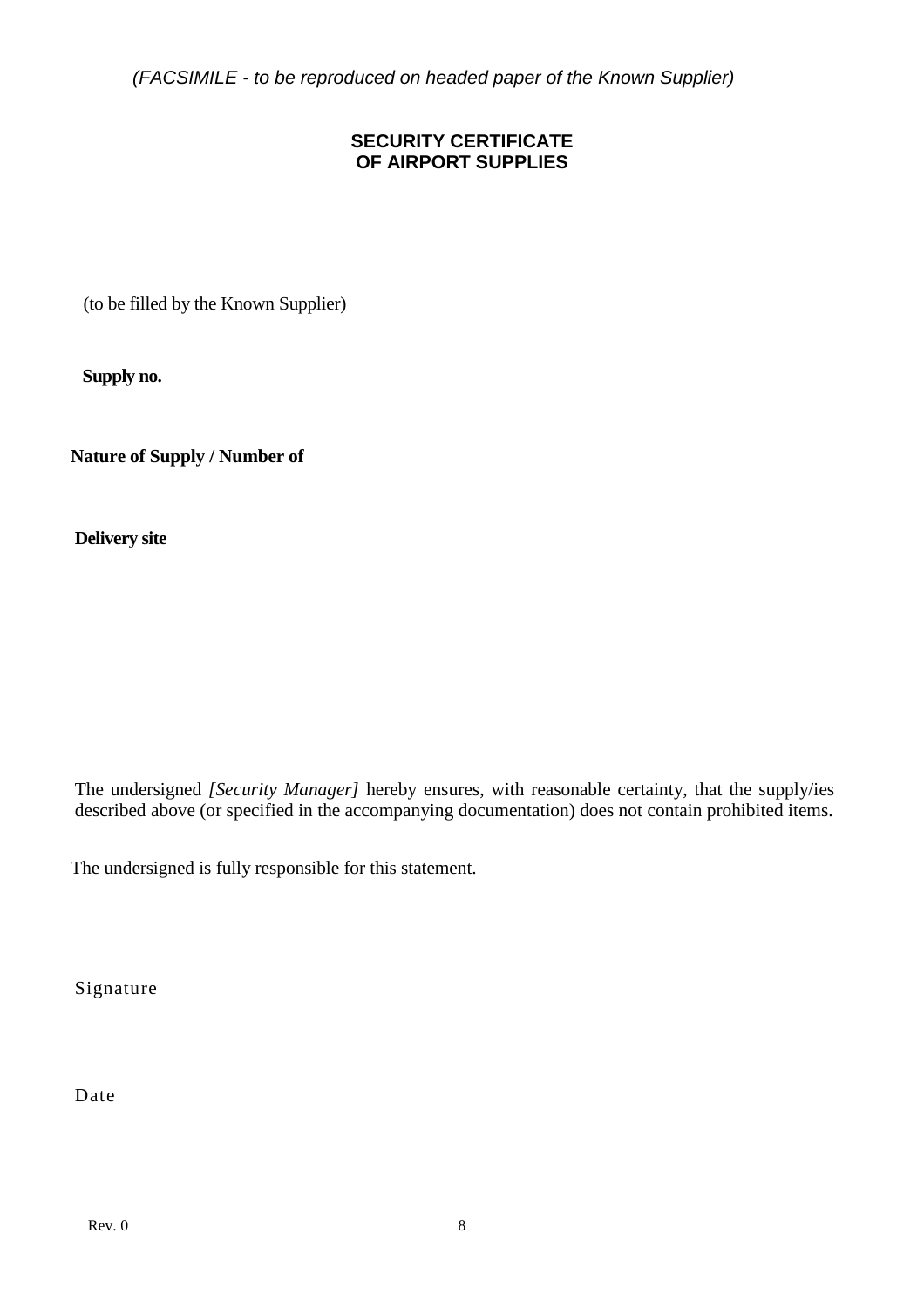*(FACSIMILE - to be reproduced on headed paper of the Known Supplier)*

## SECURITY CERTIFICATE
## OF AIRPORT SUPPLIES

(to be filled by the Known Supplier)

**Supply no.**

**Nature of Supply / Number of**

**Delivery site**

The undersigned *[Security Manager]* hereby ensures, with reasonable certainty, that the supply/ies described above (or specified in the accompanying documentation) does not contain prohibited items.

The undersigned is fully responsible for this statement.

Signature

Date

Rev. 0